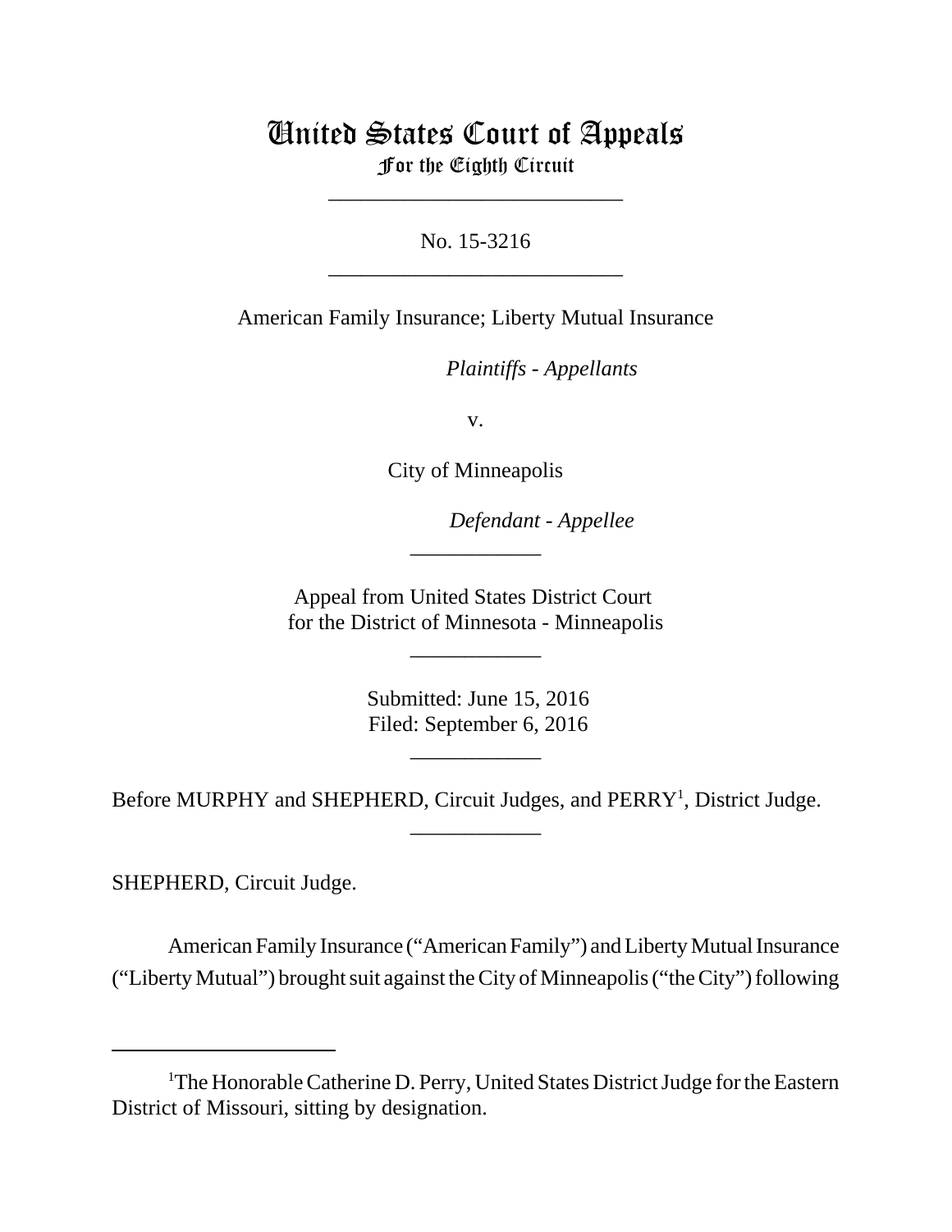# United States Court of Appeals
## For the Eighth Circuit

---

No. 15-3216

---

American Family Insurance; Liberty Mutual Insurance

*Plaintiffs - Appellants*

v.

City of Minneapolis

*Defendant - Appellee*

---

Appeal from United States District Court
for the District of Minnesota - Minneapolis

---

Submitted: June 15, 2016
Filed: September 6, 2016

---

Before MURPHY and SHEPHERD, Circuit Judges, and PERRY[1], District Judge.

---

SHEPHERD, Circuit Judge.

American Family Insurance ("American Family") and Liberty Mutual Insurance ("Liberty Mutual") brought suit against the City of Minneapolis ("the City") following

---

[1]The Honorable Catherine D. Perry, United States District Judge for the Eastern District of Missouri, sitting by designation.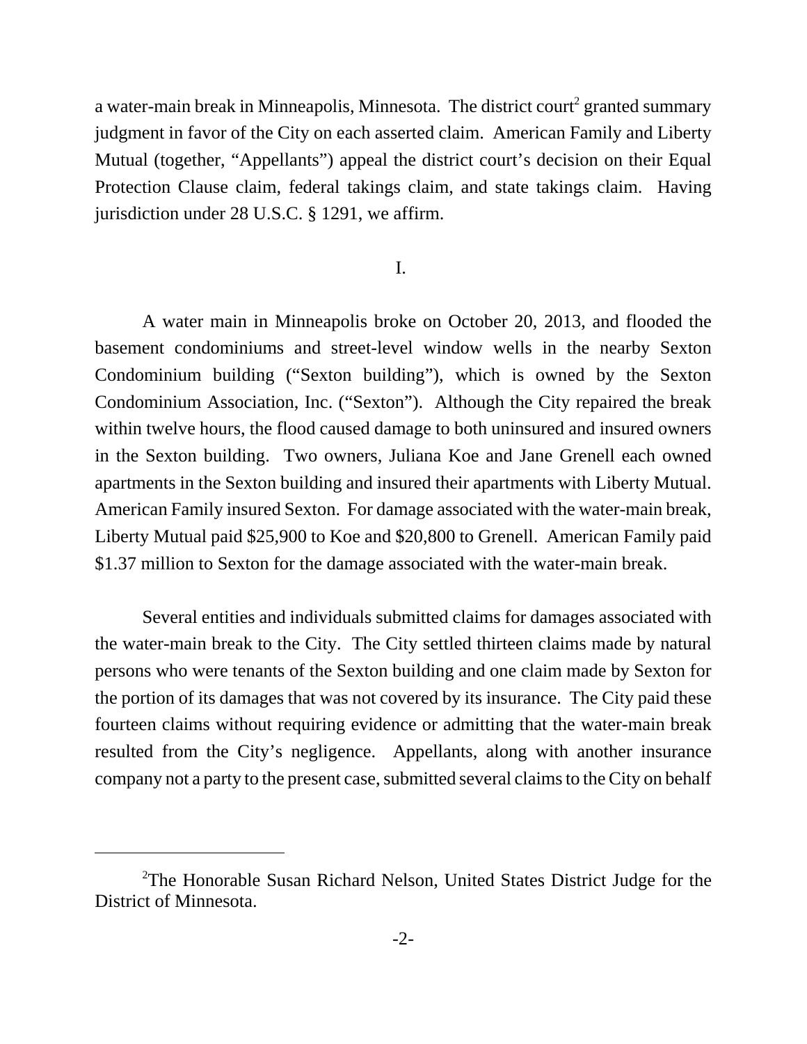a water-main break in Minneapolis, Minnesota. The district court[2] granted summary judgment in favor of the City on each asserted claim. American Family and Liberty Mutual (together, "Appellants") appeal the district court's decision on their Equal Protection Clause claim, federal takings claim, and state takings claim. Having jurisdiction under 28 U.S.C. § 1291, we affirm.

I.

A water main in Minneapolis broke on October 20, 2013, and flooded the basement condominiums and street-level window wells in the nearby Sexton Condominium building ("Sexton building"), which is owned by the Sexton Condominium Association, Inc. ("Sexton"). Although the City repaired the break within twelve hours, the flood caused damage to both uninsured and insured owners in the Sexton building. Two owners, Juliana Koe and Jane Grenell each owned apartments in the Sexton building and insured their apartments with Liberty Mutual. American Family insured Sexton. For damage associated with the water-main break, Liberty Mutual paid $25,900 to Koe and $20,800 to Grenell. American Family paid $1.37 million to Sexton for the damage associated with the water-main break.

Several entities and individuals submitted claims for damages associated with the water-main break to the City. The City settled thirteen claims made by natural persons who were tenants of the Sexton building and one claim made by Sexton for the portion of its damages that was not covered by its insurance. The City paid these fourteen claims without requiring evidence or admitting that the water-main break resulted from the City's negligence. Appellants, along with another insurance company not a party to the present case, submitted several claims to the City on behalf

[2]The Honorable Susan Richard Nelson, United States District Judge for the District of Minnesota.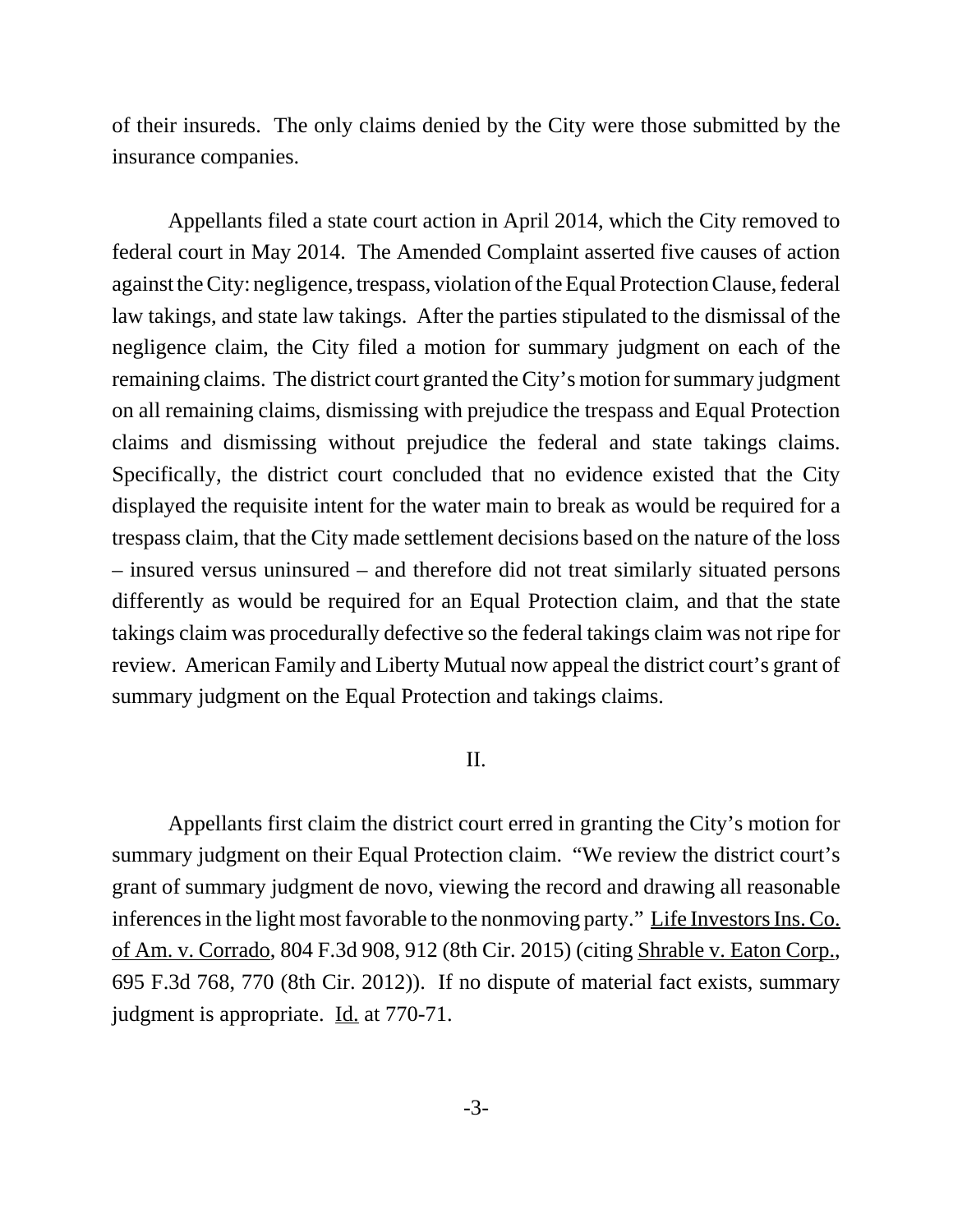of their insureds. The only claims denied by the City were those submitted by the insurance companies.

Appellants filed a state court action in April 2014, which the City removed to federal court in May 2014. The Amended Complaint asserted five causes of action against the City: negligence, trespass, violation of the Equal Protection Clause, federal law takings, and state law takings. After the parties stipulated to the dismissal of the negligence claim, the City filed a motion for summary judgment on each of the remaining claims. The district court granted the City's motion for summary judgment on all remaining claims, dismissing with prejudice the trespass and Equal Protection claims and dismissing without prejudice the federal and state takings claims. Specifically, the district court concluded that no evidence existed that the City displayed the requisite intent for the water main to break as would be required for a trespass claim, that the City made settlement decisions based on the nature of the loss – insured versus uninsured – and therefore did not treat similarly situated persons differently as would be required for an Equal Protection claim, and that the state takings claim was procedurally defective so the federal takings claim was not ripe for review. American Family and Liberty Mutual now appeal the district court's grant of summary judgment on the Equal Protection and takings claims.

## II.

Appellants first claim the district court erred in granting the City's motion for summary judgment on their Equal Protection claim. "We review the district court's grant of summary judgment de novo, viewing the record and drawing all reasonable inferences in the light most favorable to the nonmoving party." Life Investors Ins. Co. of Am. v. Corrado, 804 F.3d 908, 912 (8th Cir. 2015) (citing Shrable v. Eaton Corp., 695 F.3d 768, 770 (8th Cir. 2012)). If no dispute of material fact exists, summary judgment is appropriate. Id. at 770-71.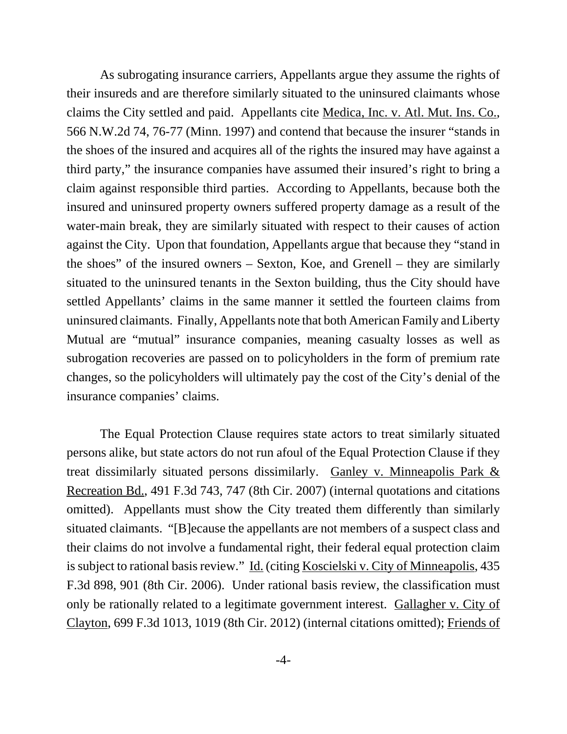As subrogating insurance carriers, Appellants argue they assume the rights of their insureds and are therefore similarly situated to the uninsured claimants whose claims the City settled and paid. Appellants cite Medica, Inc. v. Atl. Mut. Ins. Co., 566 N.W.2d 74, 76-77 (Minn. 1997) and contend that because the insurer "stands in the shoes of the insured and acquires all of the rights the insured may have against a third party," the insurance companies have assumed their insured's right to bring a claim against responsible third parties. According to Appellants, because both the insured and uninsured property owners suffered property damage as a result of the water-main break, they are similarly situated with respect to their causes of action against the City. Upon that foundation, Appellants argue that because they "stand in the shoes" of the insured owners – Sexton, Koe, and Grenell – they are similarly situated to the uninsured tenants in the Sexton building, thus the City should have settled Appellants' claims in the same manner it settled the fourteen claims from uninsured claimants. Finally, Appellants note that both American Family and Liberty Mutual are "mutual" insurance companies, meaning casualty losses as well as subrogation recoveries are passed on to policyholders in the form of premium rate changes, so the policyholders will ultimately pay the cost of the City's denial of the insurance companies' claims.

The Equal Protection Clause requires state actors to treat similarly situated persons alike, but state actors do not run afoul of the Equal Protection Clause if they treat dissimilarly situated persons dissimilarly. Ganley v. Minneapolis Park & Recreation Bd., 491 F.3d 743, 747 (8th Cir. 2007) (internal quotations and citations omitted). Appellants must show the City treated them differently than similarly situated claimants. "[B]ecause the appellants are not members of a suspect class and their claims do not involve a fundamental right, their federal equal protection claim is subject to rational basis review." Id. (citing Koscielski v. City of Minneapolis, 435 F.3d 898, 901 (8th Cir. 2006). Under rational basis review, the classification must only be rationally related to a legitimate government interest. Gallagher v. City of Clayton, 699 F.3d 1013, 1019 (8th Cir. 2012) (internal citations omitted); Friends of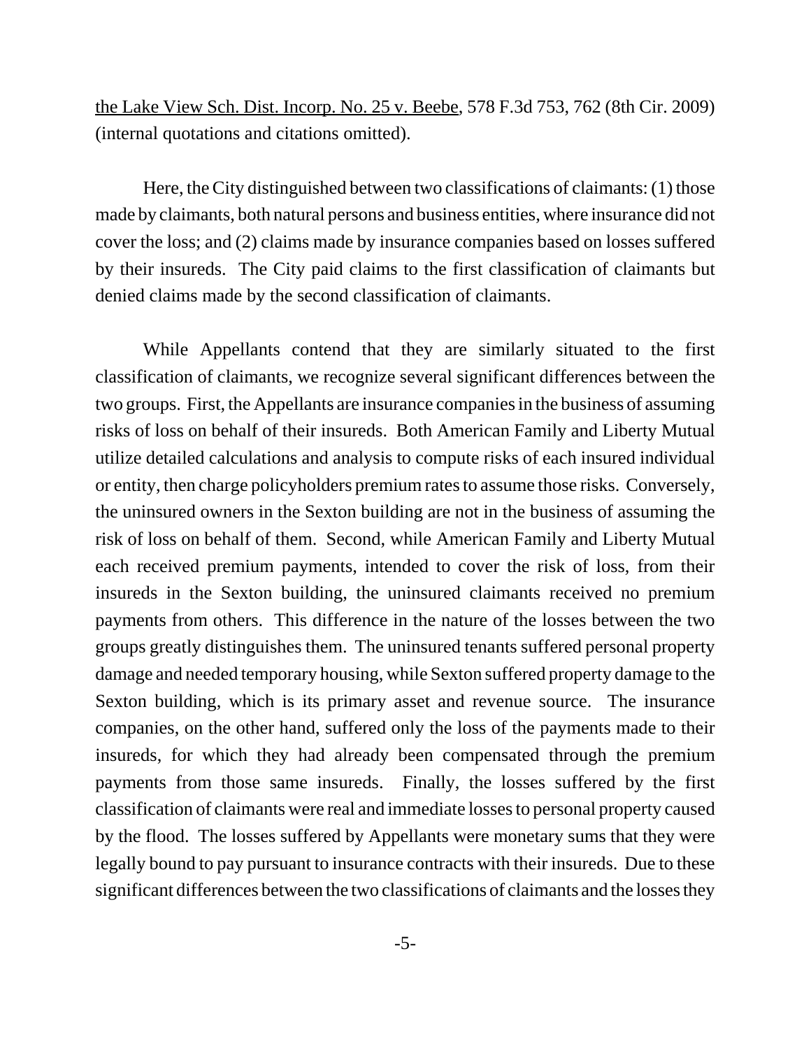the Lake View Sch. Dist. Incorp. No. 25 v. Beebe, 578 F.3d 753, 762 (8th Cir. 2009) (internal quotations and citations omitted).

Here, the City distinguished between two classifications of claimants: (1) those made by claimants, both natural persons and business entities, where insurance did not cover the loss; and (2) claims made by insurance companies based on losses suffered by their insureds. The City paid claims to the first classification of claimants but denied claims made by the second classification of claimants.

While Appellants contend that they are similarly situated to the first classification of claimants, we recognize several significant differences between the two groups. First, the Appellants are insurance companies in the business of assuming risks of loss on behalf of their insureds. Both American Family and Liberty Mutual utilize detailed calculations and analysis to compute risks of each insured individual or entity, then charge policyholders premium rates to assume those risks. Conversely, the uninsured owners in the Sexton building are not in the business of assuming the risk of loss on behalf of them. Second, while American Family and Liberty Mutual each received premium payments, intended to cover the risk of loss, from their insureds in the Sexton building, the uninsured claimants received no premium payments from others. This difference in the nature of the losses between the two groups greatly distinguishes them. The uninsured tenants suffered personal property damage and needed temporary housing, while Sexton suffered property damage to the Sexton building, which is its primary asset and revenue source. The insurance companies, on the other hand, suffered only the loss of the payments made to their insureds, for which they had already been compensated through the premium payments from those same insureds. Finally, the losses suffered by the first classification of claimants were real and immediate losses to personal property caused by the flood. The losses suffered by Appellants were monetary sums that they were legally bound to pay pursuant to insurance contracts with their insureds. Due to these significant differences between the two classifications of claimants and the losses they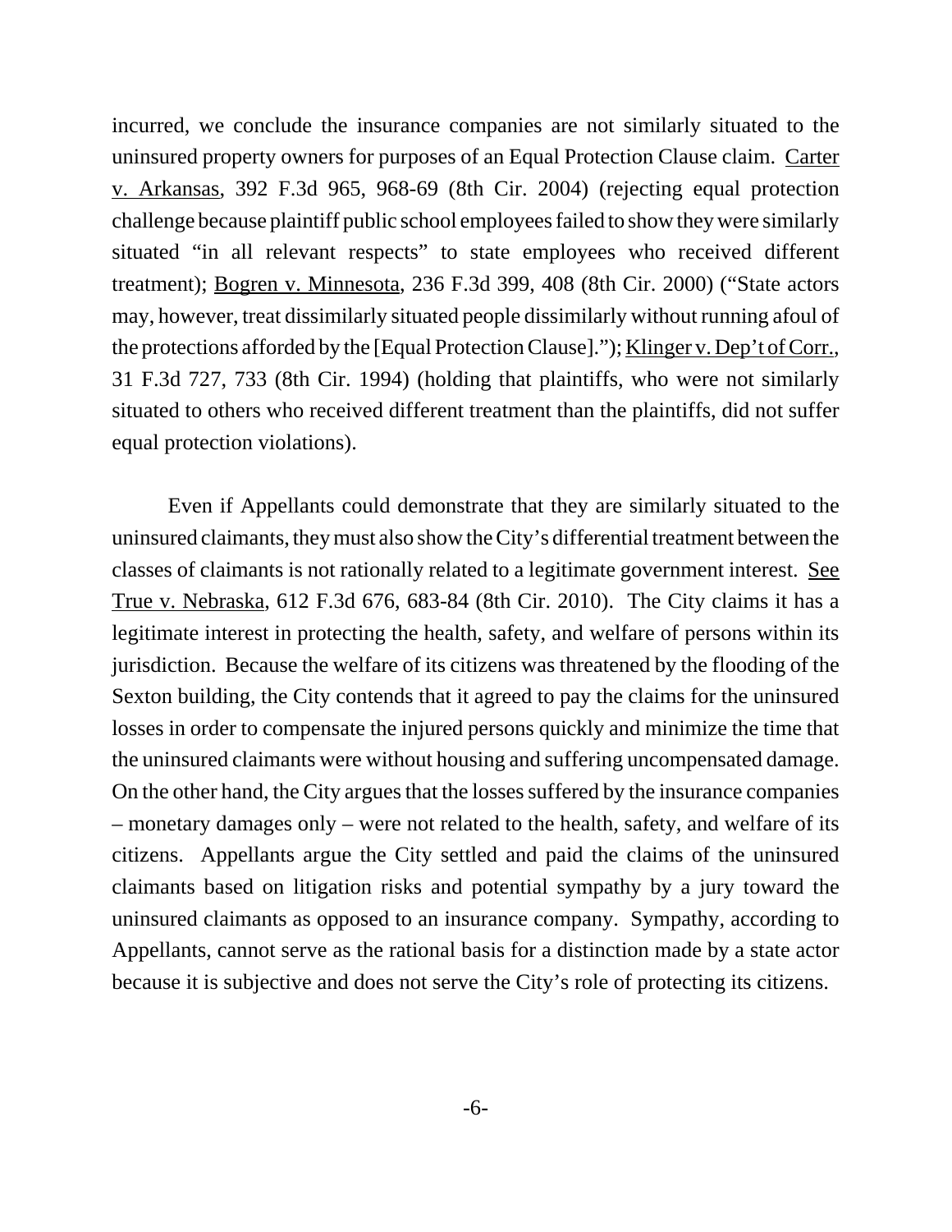incurred, we conclude the insurance companies are not similarly situated to the uninsured property owners for purposes of an Equal Protection Clause claim. Carter v. Arkansas, 392 F.3d 965, 968-69 (8th Cir. 2004) (rejecting equal protection challenge because plaintiff public school employees failed to show they were similarly situated "in all relevant respects" to state employees who received different treatment); Bogren v. Minnesota, 236 F.3d 399, 408 (8th Cir. 2000) ("State actors may, however, treat dissimilarly situated people dissimilarly without running afoul of the protections afforded by the [Equal Protection Clause]."); Klinger v. Dep't of Corr., 31 F.3d 727, 733 (8th Cir. 1994) (holding that plaintiffs, who were not similarly situated to others who received different treatment than the plaintiffs, did not suffer equal protection violations).

Even if Appellants could demonstrate that they are similarly situated to the uninsured claimants, they must also show the City's differential treatment between the classes of claimants is not rationally related to a legitimate government interest. See True v. Nebraska, 612 F.3d 676, 683-84 (8th Cir. 2010). The City claims it has a legitimate interest in protecting the health, safety, and welfare of persons within its jurisdiction. Because the welfare of its citizens was threatened by the flooding of the Sexton building, the City contends that it agreed to pay the claims for the uninsured losses in order to compensate the injured persons quickly and minimize the time that the uninsured claimants were without housing and suffering uncompensated damage. On the other hand, the City argues that the losses suffered by the insurance companies – monetary damages only – were not related to the health, safety, and welfare of its citizens. Appellants argue the City settled and paid the claims of the uninsured claimants based on litigation risks and potential sympathy by a jury toward the uninsured claimants as opposed to an insurance company. Sympathy, according to Appellants, cannot serve as the rational basis for a distinction made by a state actor because it is subjective and does not serve the City's role of protecting its citizens.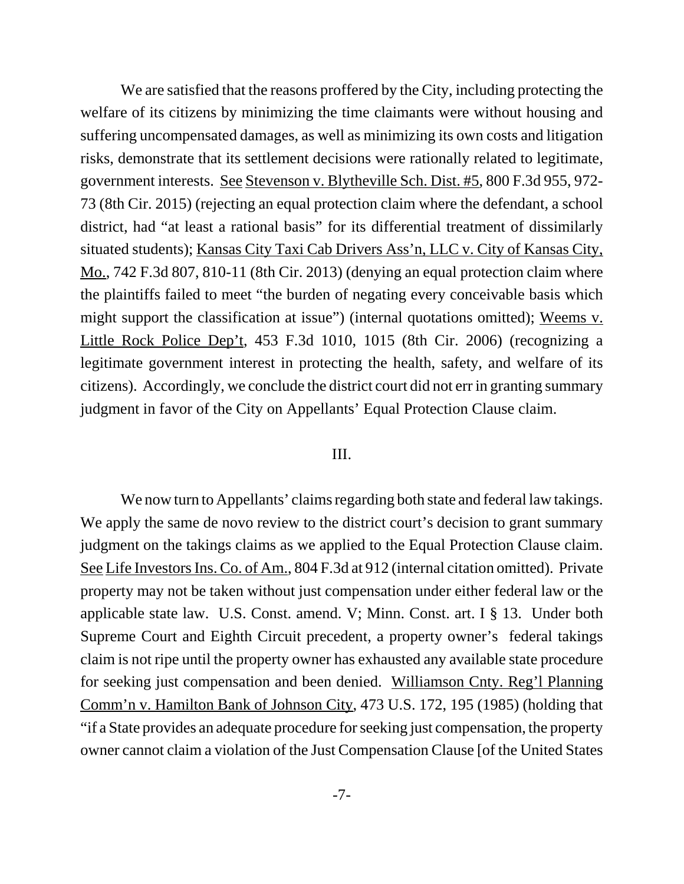We are satisfied that the reasons proffered by the City, including protecting the welfare of its citizens by minimizing the time claimants were without housing and suffering uncompensated damages, as well as minimizing its own costs and litigation risks, demonstrate that its settlement decisions were rationally related to legitimate, government interests. See Stevenson v. Blytheville Sch. Dist. #5, 800 F.3d 955, 972-73 (8th Cir. 2015) (rejecting an equal protection claim where the defendant, a school district, had "at least a rational basis" for its differential treatment of dissimilarly situated students); Kansas City Taxi Cab Drivers Ass'n, LLC v. City of Kansas City, Mo., 742 F.3d 807, 810-11 (8th Cir. 2013) (denying an equal protection claim where the plaintiffs failed to meet "the burden of negating every conceivable basis which might support the classification at issue") (internal quotations omitted); Weems v. Little Rock Police Dep't, 453 F.3d 1010, 1015 (8th Cir. 2006) (recognizing a legitimate government interest in protecting the health, safety, and welfare of its citizens). Accordingly, we conclude the district court did not err in granting summary judgment in favor of the City on Appellants' Equal Protection Clause claim.

## III.

We now turn to Appellants' claims regarding both state and federal law takings. We apply the same de novo review to the district court's decision to grant summary judgment on the takings claims as we applied to the Equal Protection Clause claim. See Life Investors Ins. Co. of Am., 804 F.3d at 912 (internal citation omitted). Private property may not be taken without just compensation under either federal law or the applicable state law. U.S. Const. amend. V; Minn. Const. art. I § 13. Under both Supreme Court and Eighth Circuit precedent, a property owner's federal takings claim is not ripe until the property owner has exhausted any available state procedure for seeking just compensation and been denied. Williamson Cnty. Reg'l Planning Comm'n v. Hamilton Bank of Johnson City, 473 U.S. 172, 195 (1985) (holding that "if a State provides an adequate procedure for seeking just compensation, the property owner cannot claim a violation of the Just Compensation Clause [of the United States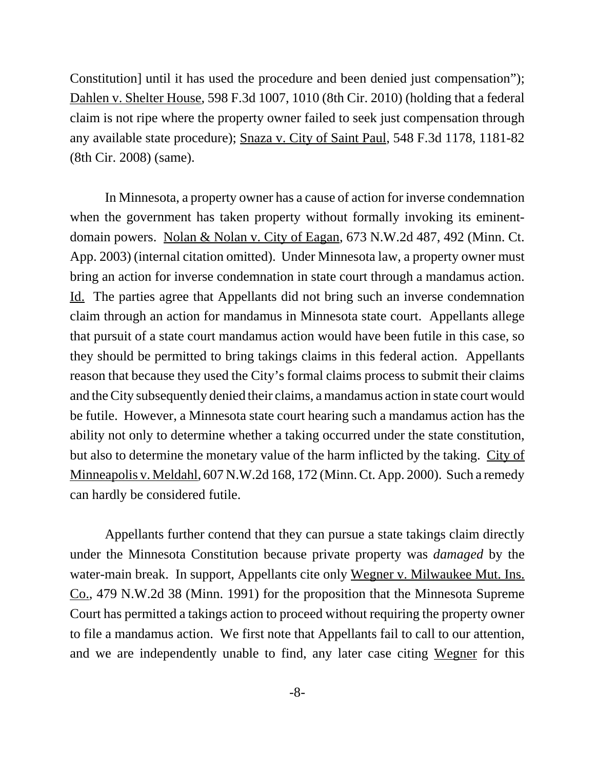Constitution] until it has used the procedure and been denied just compensation"); Dahlen v. Shelter House, 598 F.3d 1007, 1010 (8th Cir. 2010) (holding that a federal claim is not ripe where the property owner failed to seek just compensation through any available state procedure); Snaza v. City of Saint Paul, 548 F.3d 1178, 1181-82 (8th Cir. 2008) (same).

In Minnesota, a property owner has a cause of action for inverse condemnation when the government has taken property without formally invoking its eminent-domain powers. Nolan & Nolan v. City of Eagan, 673 N.W.2d 487, 492 (Minn. Ct. App. 2003) (internal citation omitted). Under Minnesota law, a property owner must bring an action for inverse condemnation in state court through a mandamus action. Id. The parties agree that Appellants did not bring such an inverse condemnation claim through an action for mandamus in Minnesota state court. Appellants allege that pursuit of a state court mandamus action would have been futile in this case, so they should be permitted to bring takings claims in this federal action. Appellants reason that because they used the City's formal claims process to submit their claims and the City subsequently denied their claims, a mandamus action in state court would be futile. However, a Minnesota state court hearing such a mandamus action has the ability not only to determine whether a taking occurred under the state constitution, but also to determine the monetary value of the harm inflicted by the taking. City of Minneapolis v. Meldahl, 607 N.W.2d 168, 172 (Minn. Ct. App. 2000). Such a remedy can hardly be considered futile.

Appellants further contend that they can pursue a state takings claim directly under the Minnesota Constitution because private property was *damaged* by the water-main break. In support, Appellants cite only Wegner v. Milwaukee Mut. Ins. Co., 479 N.W.2d 38 (Minn. 1991) for the proposition that the Minnesota Supreme Court has permitted a takings action to proceed without requiring the property owner to file a mandamus action. We first note that Appellants fail to call to our attention, and we are independently unable to find, any later case citing Wegner for this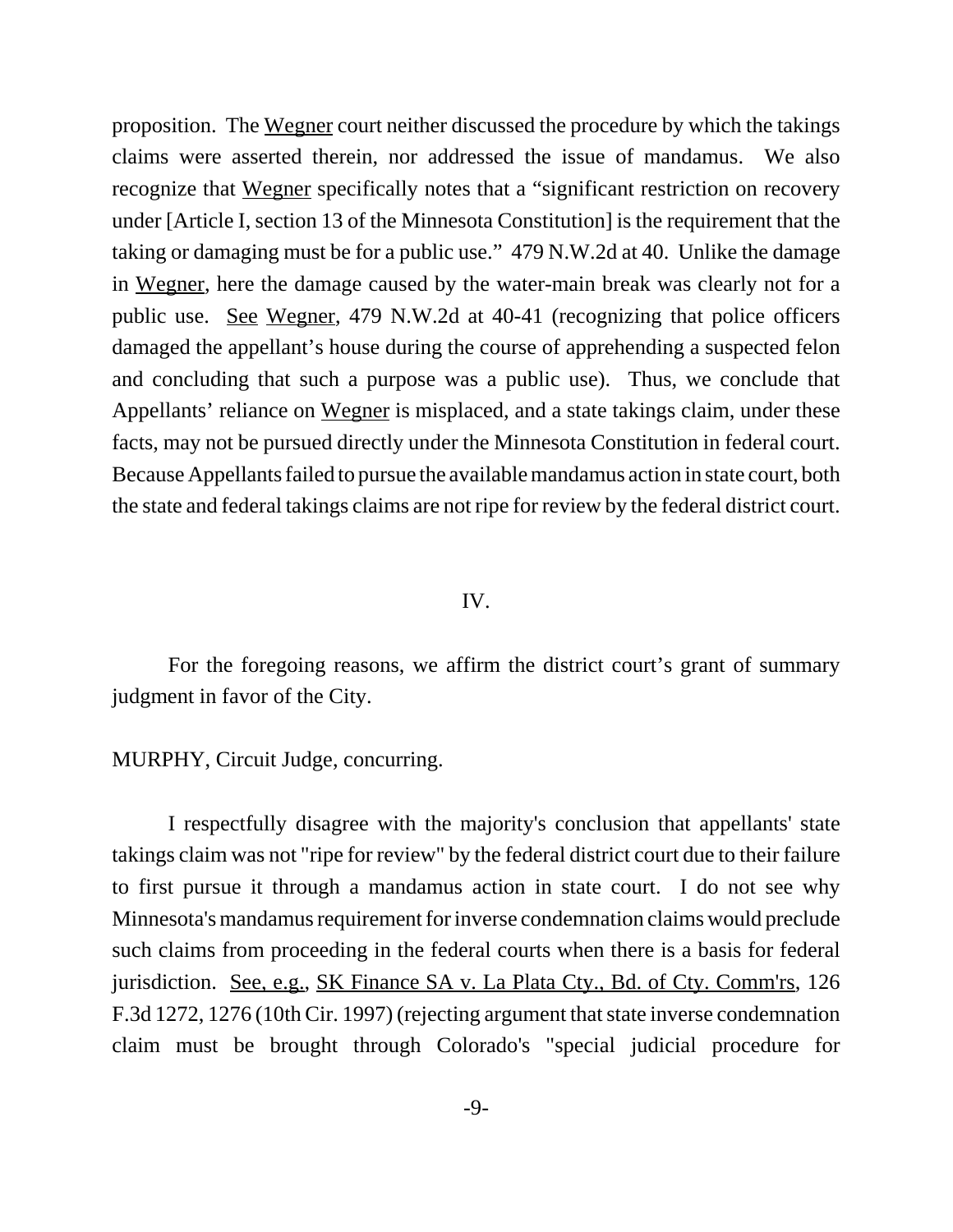proposition. The Wegner court neither discussed the procedure by which the takings claims were asserted therein, nor addressed the issue of mandamus. We also recognize that Wegner specifically notes that a "significant restriction on recovery under [Article I, section 13 of the Minnesota Constitution] is the requirement that the taking or damaging must be for a public use." 479 N.W.2d at 40. Unlike the damage in Wegner, here the damage caused by the water-main break was clearly not for a public use. See Wegner, 479 N.W.2d at 40-41 (recognizing that police officers damaged the appellant's house during the course of apprehending a suspected felon and concluding that such a purpose was a public use). Thus, we conclude that Appellants' reliance on Wegner is misplaced, and a state takings claim, under these facts, may not be pursued directly under the Minnesota Constitution in federal court. Because Appellants failed to pursue the available mandamus action in state court, both the state and federal takings claims are not ripe for review by the federal district court.

## IV.

For the foregoing reasons, we affirm the district court's grant of summary judgment in favor of the City.

MURPHY, Circuit Judge, concurring.

I respectfully disagree with the majority's conclusion that appellants' state takings claim was not "ripe for review" by the federal district court due to their failure to first pursue it through a mandamus action in state court. I do not see why Minnesota's mandamus requirement for inverse condemnation claims would preclude such claims from proceeding in the federal courts when there is a basis for federal jurisdiction. See, e.g., SK Finance SA v. La Plata Cty., Bd. of Cty. Comm'rs, 126 F.3d 1272, 1276 (10th Cir. 1997) (rejecting argument that state inverse condemnation claim must be brought through Colorado's "special judicial procedure for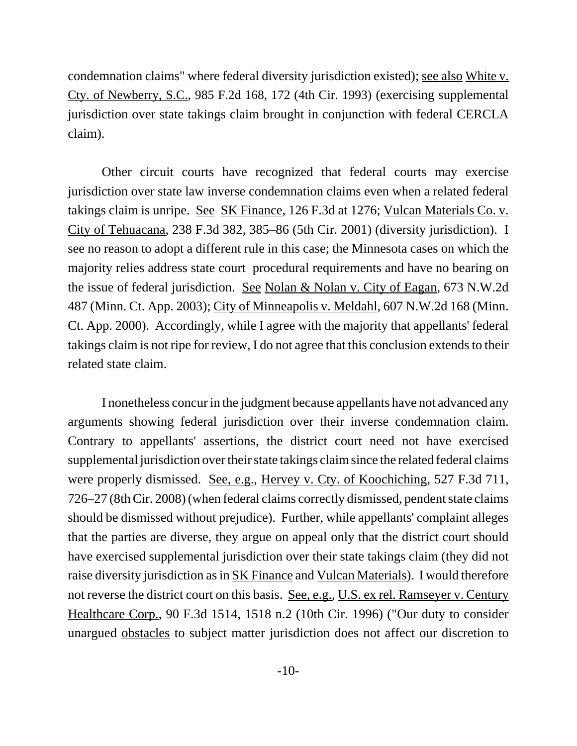condemnation claims" where federal diversity jurisdiction existed); see also White v. Cty. of Newberry, S.C., 985 F.2d 168, 172 (4th Cir. 1993) (exercising supplemental jurisdiction over state takings claim brought in conjunction with federal CERCLA claim).

Other circuit courts have recognized that federal courts may exercise jurisdiction over state law inverse condemnation claims even when a related federal takings claim is unripe. See SK Finance, 126 F.3d at 1276; Vulcan Materials Co. v. City of Tehuacana, 238 F.3d 382, 385–86 (5th Cir. 2001) (diversity jurisdiction). I see no reason to adopt a different rule in this case; the Minnesota cases on which the majority relies address state court procedural requirements and have no bearing on the issue of federal jurisdiction. See Nolan & Nolan v. City of Eagan, 673 N.W.2d 487 (Minn. Ct. App. 2003); City of Minneapolis v. Meldahl, 607 N.W.2d 168 (Minn. Ct. App. 2000). Accordingly, while I agree with the majority that appellants' federal takings claim is not ripe for review, I do not agree that this conclusion extends to their related state claim.

I nonetheless concur in the judgment because appellants have not advanced any arguments showing federal jurisdiction over their inverse condemnation claim. Contrary to appellants' assertions, the district court need not have exercised supplemental jurisdiction over their state takings claim since the related federal claims were properly dismissed. See, e.g., Hervey v. Cty. of Koochiching, 527 F.3d 711, 726–27 (8th Cir. 2008) (when federal claims correctly dismissed, pendent state claims should be dismissed without prejudice). Further, while appellants' complaint alleges that the parties are diverse, they argue on appeal only that the district court should have exercised supplemental jurisdiction over their state takings claim (they did not raise diversity jurisdiction as in SK Finance and Vulcan Materials). I would therefore not reverse the district court on this basis. See, e.g., U.S. ex rel. Ramseyer v. Century Healthcare Corp., 90 F.3d 1514, 1518 n.2 (10th Cir. 1996) ("Our duty to consider unargued obstacles to subject matter jurisdiction does not affect our discretion to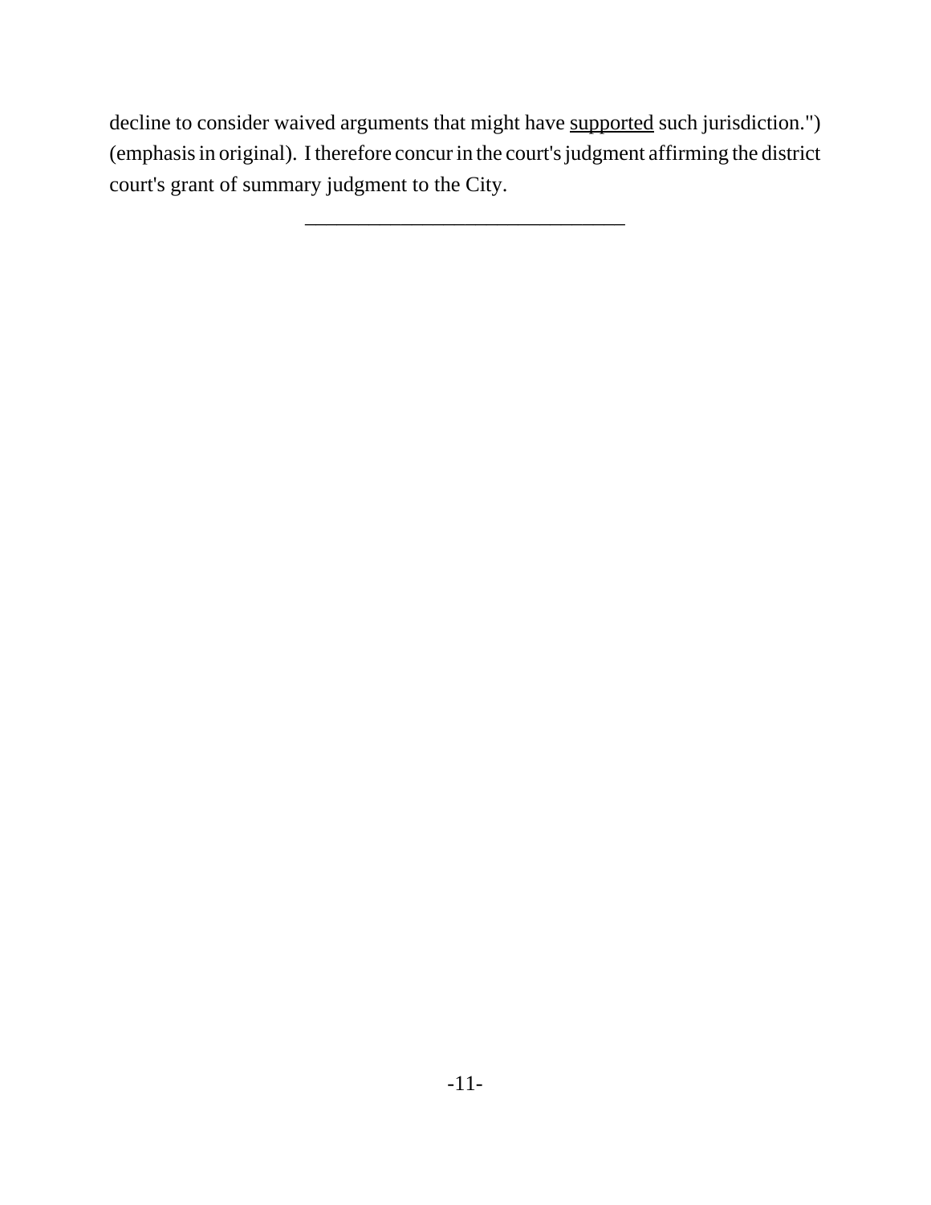decline to consider waived arguments that might have <u>supported</u> such jurisdiction.") (emphasis in original). I therefore concur in the court's judgment affirming the district court's grant of summary judgment to the City.

______________________________